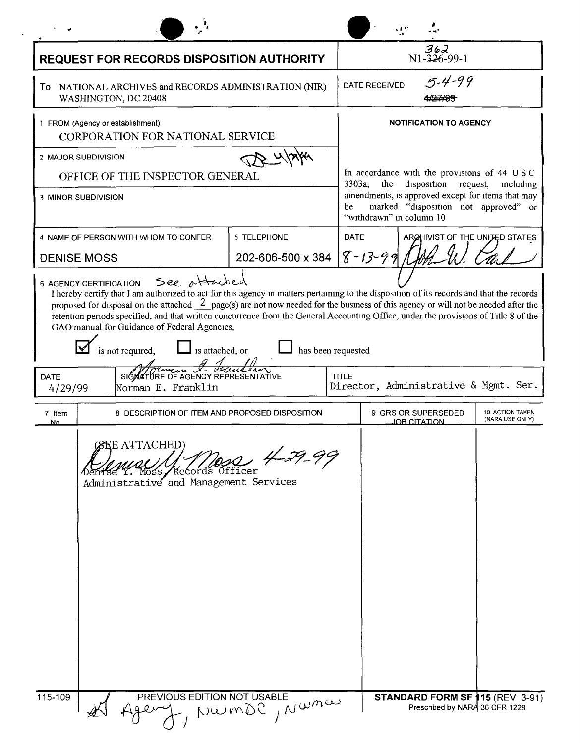# REQUEST FOR RECORDS DISPOSITION AUTHORITY

N1-~~326~~ 362-99-1

To NATIONAL ARCHIVES and RECORDS ADMINISTRATION (NIR)
WASHINGTON, DC 20408

DATE RECEIVED 5-4-99 ~~4/27/99~~

1 FROM (Agency or establishment)
CORPORATION FOR NATIONAL SERVICE

2 MAJOR SUBDIVISION
OFFICE OF THE INSPECTOR GENERAL

3 MINOR SUBDIVISION

**NOTIFICATION TO AGENCY**

In accordance with the provisions of 44 USC 3303a, the disposition request, including amendments, is approved except for items that may be marked "disposition not approved" or "withdrawn" in column 10

4 NAME OF PERSON WITH WHOM TO CONFER: DENISE MOSS

5 TELEPHONE: 202-606-500 x 384

DATE: 8-13-99

ARCHIVIST OF THE UNITED STATES

6 AGENCY CERTIFICATION See attached

I hereby certify that I am authorized to act for this agency in matters pertaining to the disposition of its records and that the records proposed for disposal on the attached 2 page(s) are not now needed for the business of this agency or will not be needed after the retention periods specified, and that written concurrence from the General Accounting Office, under the provisions of Title 8 of the GAO manual for Guidance of Federal Agencies,

☑ is not required, ☐ is attached, or ☐ has been requested

| DATE | SIGNATURE OF AGENCY REPRESENTATIVE | TITLE |
|---|---|---|
| 4/29/99 | Norman E. Franklin | Director, Administrative & Mgmt. Ser. |

| 7 Item No | 8 DESCRIPTION OF ITEM AND PROPOSED DISPOSITION | 9 GRS OR SUPERSEDED JOB CITATION | 10 ACTION TAKEN (NARA USE ONLY) |
|---|---|---|---|
| | (SEE ATTACHED)<br>Denise Y. Moss, Records Officer 4-29-99<br>Administrative and Management Services | | |

115-109 PREVIOUS EDITION NOT USABLE

Agency, NWMDC, NWMW

**STANDARD FORM SF 115** (REV 3-91)
Prescribed by NARA 36 CFR 1228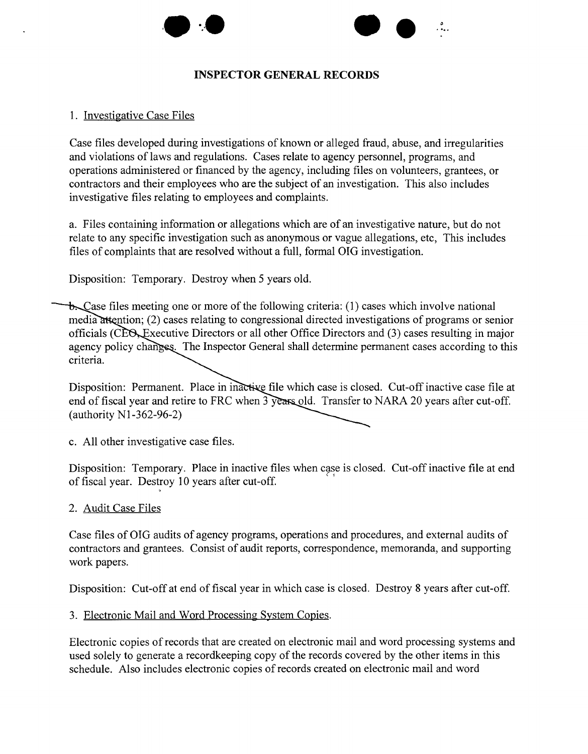# INSPECTOR GENERAL RECORDS

1. Investigative Case Files

Case files developed during investigations of known or alleged fraud, abuse, and irregularities and violations of laws and regulations. Cases relate to agency personnel, programs, and operations administered or financed by the agency, including files on volunteers, grantees, or contractors and their employees who are the subject of an investigation. This also includes investigative files relating to employees and complaints.

a. Files containing information or allegations which are of an investigative nature, but do not relate to any specific investigation such as anonymous or vague allegations, etc, This includes files of complaints that are resolved without a full, formal OIG investigation.

Disposition: Temporary. Destroy when 5 years old.

b. Case files meeting one or more of the following criteria: (1) cases which involve national media attention; (2) cases relating to congressional directed investigations of programs or senior officials (CEO, Executive Directors or all other Office Directors and (3) cases resulting in major agency policy changes. The Inspector General shall determine permanent cases according to this criteria.

Disposition: Permanent. Place in inactive file which case is closed. Cut-off inactive case file at end of fiscal year and retire to FRC when 3 years old. Transfer to NARA 20 years after cut-off. (authority N1-362-96-2)

c. All other investigative case files.

Disposition: Temporary. Place in inactive files when case is closed. Cut-off inactive file at end of fiscal year. Destroy 10 years after cut-off.

2. Audit Case Files

Case files of OIG audits of agency programs, operations and procedures, and external audits of contractors and grantees. Consist of audit reports, correspondence, memoranda, and supporting work papers.

Disposition: Cut-off at end of fiscal year in which case is closed. Destroy 8 years after cut-off.

3. Electronic Mail and Word Processing System Copies.

Electronic copies of records that are created on electronic mail and word processing systems and used solely to generate a recordkeeping copy of the records covered by the other items in this schedule. Also includes electronic copies of records created on electronic mail and word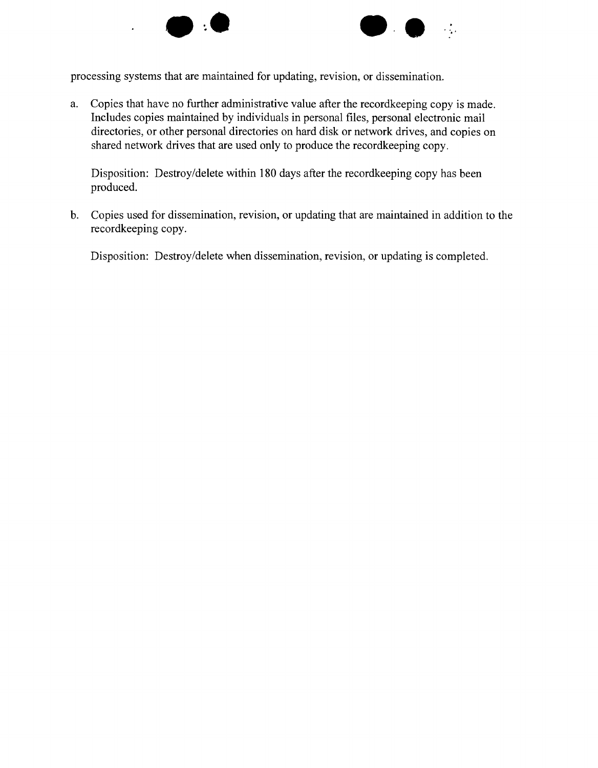processing systems that are maintained for updating, revision, or dissemination.

a. Copies that have no further administrative value after the recordkeeping copy is made. Includes copies maintained by individuals in personal files, personal electronic mail directories, or other personal directories on hard disk or network drives, and copies on shared network drives that are used only to produce the recordkeeping copy.

   Disposition: Destroy/delete within 180 days after the recordkeeping copy has been produced.

b. Copies used for dissemination, revision, or updating that are maintained in addition to the recordkeeping copy.

   Disposition: Destroy/delete when dissemination, revision, or updating is completed.